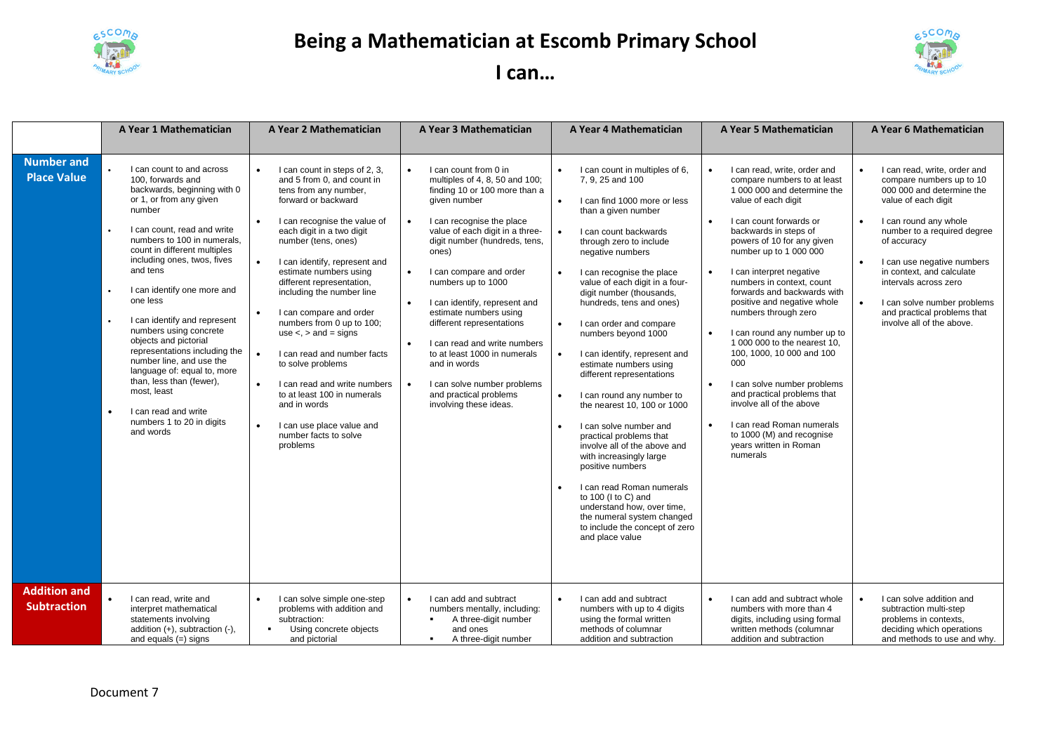# Being a Mathematician at Escomb Primary School

## I can…

| | A Year 1 Mathematician | A Year 2 Mathematician | A Year 3 Mathematician | A Year 4 Mathematician | A Year 5 Mathematician | A Year 6 Mathematician |
|---|---|---|---|---|---|---|
| **Number and Place Value** | • I can count to and across 100, forwards and backwards, beginning with 0 or 1, or from any given number<br>• I can count, read and write numbers to 100 in numerals, count in different multiples including ones, twos, fives and tens<br>• I can identify one more and one less<br>• I can identify and represent numbers using concrete objects and pictorial representations including the number line, and use the language of: equal to, more than, less than (fewer), most, least<br>• I can read and write numbers 1 to 20 in digits and words | • I can count in steps of 2, 3, and 5 from 0, and count in tens from any number, forward or backward<br>• I can recognise the value of each digit in a two digit number (tens, ones)<br>• I can identify, represent and estimate numbers using different representation, including the number line<br>• I can compare and order numbers from 0 up to 100; use <, > and = signs<br>• I can read and number facts to solve problems<br>• I can read and write numbers to at least 100 in numerals and in words<br>• I can use place value and number facts to solve problems | • I can count from 0 in multiples of 4, 8, 50 and 100; finding 10 or 100 more than a given number<br>• I can recognise the place value of each digit in a three-digit number (hundreds, tens, ones)<br>• I can compare and order numbers up to 1000<br>• I can identify, represent and estimate numbers using different representations<br>• I can read and write numbers to at least 1000 in numerals and in words<br>• I can solve number problems and practical problems involving these ideas. | • I can count in multiples of 6, 7, 9, 25 and 100<br>• I can find 1000 more or less than a given number<br>• I can count backwards through zero to include negative numbers<br>• I can recognise the place value of each digit in a four-digit number (thousands, hundreds, tens and ones)<br>• I can order and compare numbers beyond 1000<br>• I can identify, represent and estimate numbers using different representations<br>• I can round any number to the nearest 10, 100 or 1000<br>• I can solve number and practical problems that involve all of the above and with increasingly large positive numbers<br>• I can read Roman numerals to 100 (I to C) and understand how, over time, the numeral system changed to include the concept of zero and place value | • I can read, write, order and compare numbers to at least 1 000 000 and determine the value of each digit<br>• I can count forwards or backwards in steps of powers of 10 for any given number up to 1 000 000<br>• I can interpret negative numbers in context, count forwards and backwards with positive and negative whole numbers through zero<br>• I can round any number up to 1 000 000 to the nearest 10, 100, 1000, 10 000 and 100 000<br>• I can solve number problems and practical problems that involve all of the above<br>• I can read Roman numerals to 1000 (M) and recognise years written in Roman numerals | • I can read, write, order and compare numbers up to 10 000 000 and determine the value of each digit<br>• I can round any whole number to a required degree of accuracy<br>• I can use negative numbers in context, and calculate intervals across zero<br>• I can solve number problems and practical problems that involve all of the above. |
| **Addition and Subtraction** | • I can read, write and interpret mathematical statements involving addition (+), subtraction (-), and equals (=) signs | • I can solve simple one-step problems with addition and subtraction:<br>▪ Using concrete objects and pictorial | • I can add and subtract numbers mentally, including:<br>▪ A three-digit number and ones<br>▪ A three-digit number | • I can add and subtract numbers with up to 4 digits using the formal written methods of columnar addition and subtraction | • I can add and subtract whole numbers with more than 4 digits, including using formal written methods (columnar addition and subtraction | • I can solve addition and subtraction multi-step problems in contexts, deciding which operations and methods to use and why. |

Document 7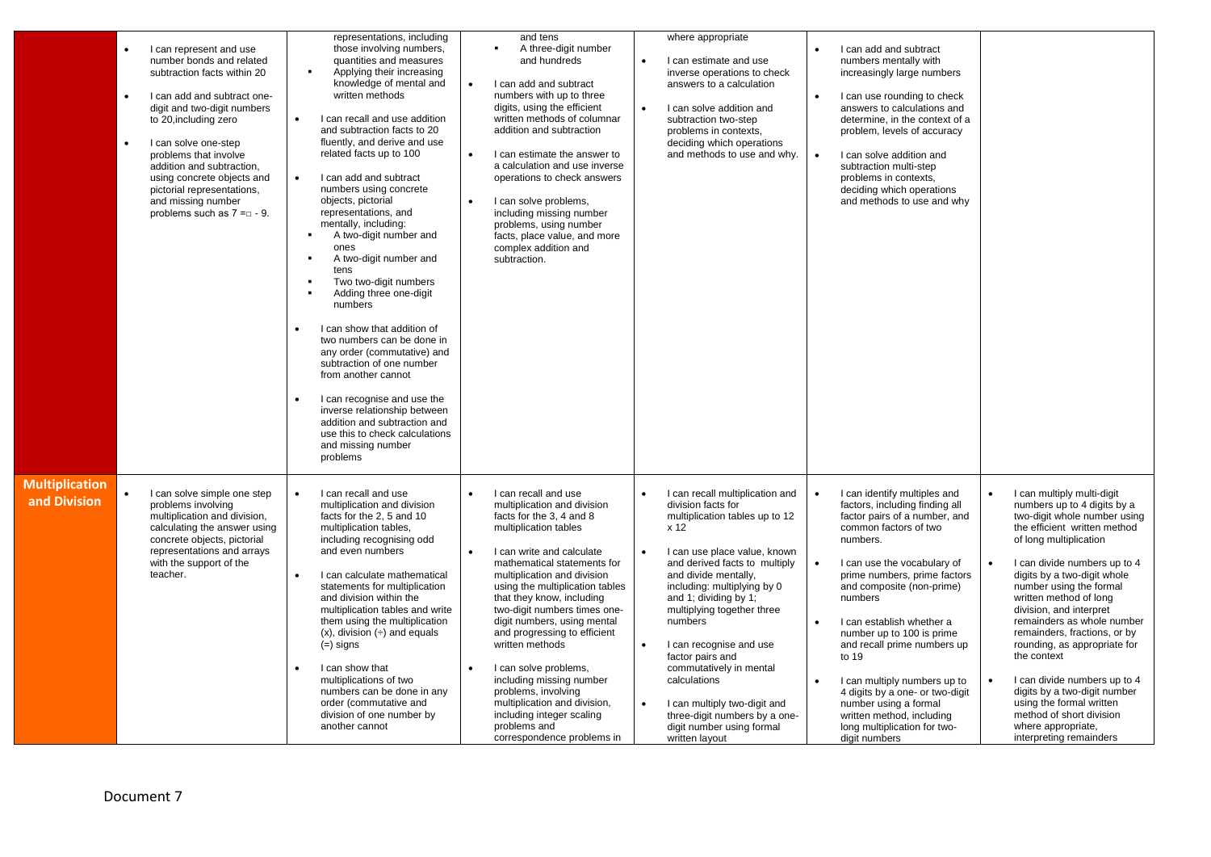| | | | | | | |
|---|---|---|---|---|---|---|
| | • I can represent and use number bonds and related subtraction facts within 20<br>• I can add and subtract one-digit and two-digit numbers to 20,including zero<br>• I can solve one-step problems that involve addition and subtraction, using concrete objects and pictorial representations, and missing number problems such as 7 =□ - 9. | representations, including those involving numbers, quantities and measures<br>▪ Applying their increasing knowledge of mental and written methods<br>• I can recall and use addition and subtraction facts to 20 fluently, and derive and use related facts up to 100<br>• I can add and subtract numbers using concrete objects, pictorial representations, and mentally, including:<br>▪ A two-digit number and ones<br>▪ A two-digit number and tens<br>▪ Two two-digit numbers<br>▪ Adding three one-digit numbers<br>• I can show that addition of two numbers can be done in any order (commutative) and subtraction of one number from another cannot<br>• I can recognise and use the inverse relationship between addition and subtraction and use this to check calculations and missing number problems | and tens<br>▪ A three-digit number and hundreds<br>• I can add and subtract numbers with up to three digits, using the efficient written methods of columnar addition and subtraction<br>• I can estimate the answer to a calculation and use inverse operations to check answers<br>• I can solve problems, including missing number problems, using number facts, place value, and more complex addition and subtraction. | where appropriate<br>• I can estimate and use inverse operations to check answers to a calculation<br>• I can solve addition and subtraction two-step problems in contexts, deciding which operations and methods to use and why. | • I can add and subtract numbers mentally with increasingly large numbers<br>• I can use rounding to check answers to calculations and determine, in the context of a problem, levels of accuracy<br>• I can solve addition and subtraction multi-step problems in contexts, deciding which operations and methods to use and why | |
| **Multiplication and Division** | • I can solve simple one step problems involving multiplication and division, calculating the answer using concrete objects, pictorial representations and arrays with the support of the teacher. | • I can recall and use multiplication and division facts for the 2, 5 and 10 multiplication tables, including recognising odd and even numbers<br>• I can calculate mathematical statements for multiplication and division within the multiplication tables and write them using the multiplication (x), division (÷) and equals (=) signs<br>• I can show that multiplications of two numbers can be done in any order (commutative and division of one number by another cannot | • I can recall and use multiplication and division facts for the 3, 4 and 8 multiplication tables<br>• I can write and calculate mathematical statements for multiplication and division using the multiplication tables that they know, including two-digit numbers times one-digit numbers, using mental and progressing to efficient written methods<br>• I can solve problems, including missing number problems, involving multiplication and division, including integer scaling problems and correspondence problems in | • I can recall multiplication and division facts for multiplication tables up to 12 x 12<br>• I can use place value, known and derived facts to multiply and divide mentally, including: multiplying by 0 and 1; dividing by 1; multiplying together three numbers<br>• I can recognise and use factor pairs and commutatively in mental calculations<br>• I can multiply two-digit and three-digit numbers by a one-digit number using formal written layout | • I can identify multiples and factors, including finding all factor pairs of a number, and common factors of two numbers.<br>• I can use the vocabulary of prime numbers, prime factors and composite (non-prime) numbers<br>• I can establish whether a number up to 100 is prime and recall prime numbers up to 19<br>• I can multiply numbers up to 4 digits by a one- or two-digit number using a formal written method, including long multiplication for two-digit numbers | • I can multiply multi-digit numbers up to 4 digits by a two-digit whole number using the efficient written method of long multiplication<br>• I can divide numbers up to 4 digits by a two-digit whole number using the formal written method of long division, and interpret remainders as whole number remainders, fractions, or by rounding, as appropriate for the context<br>• I can divide numbers up to 4 digits by a two-digit number using the formal written method of short division where appropriate, interpreting remainders |

Document 7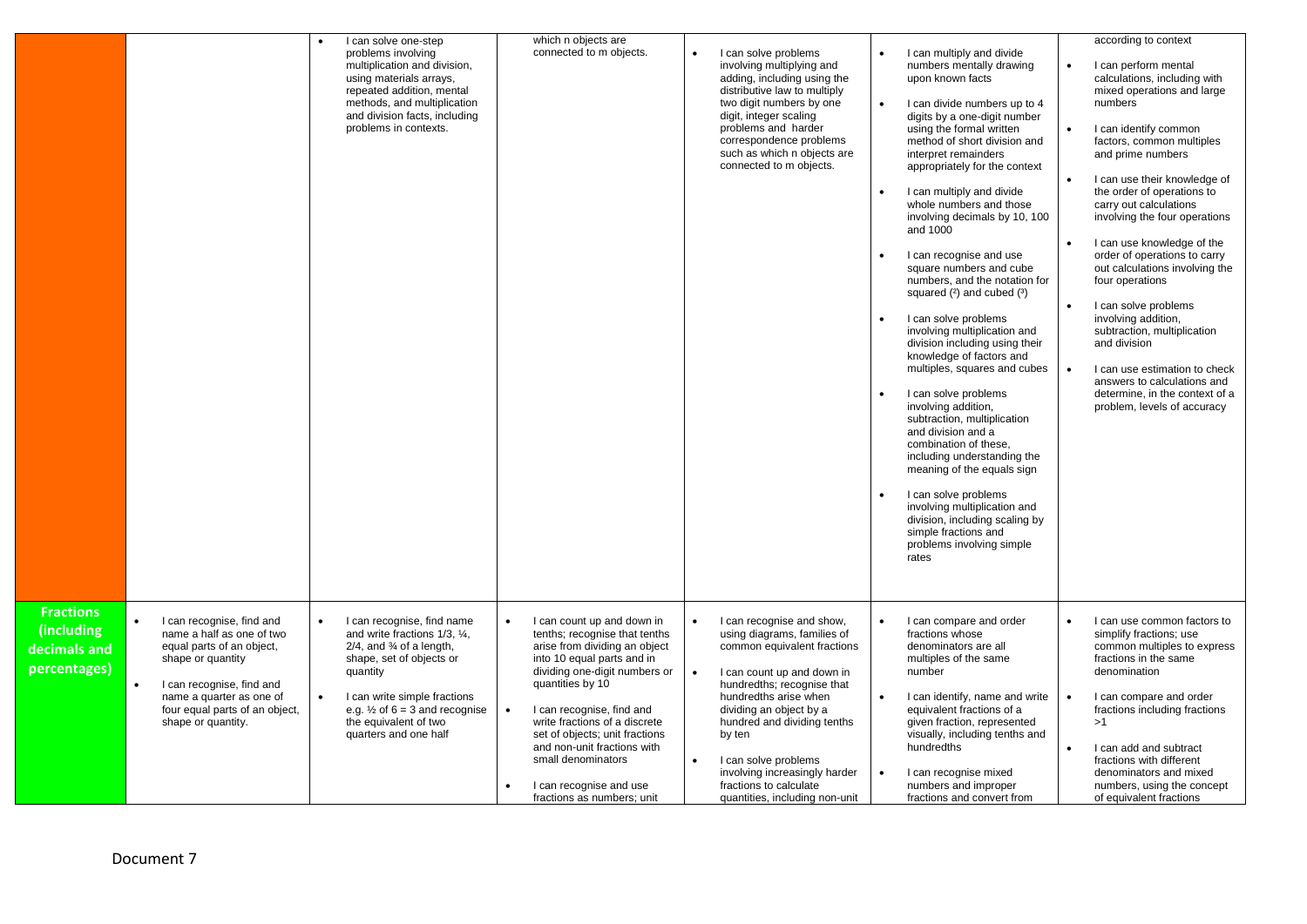| | | | | | | |
|---|---|---|---|---|---|---|
| | | • I can solve one-step problems involving multiplication and division, using materials arrays, repeated addition, mental methods, and multiplication and division facts, including problems in contexts. | which n objects are connected to m objects. | • I can solve problems involving multiplying and adding, including using the distributive law to multiply two digit numbers by one digit, integer scaling problems and harder correspondence problems such as which n objects are connected to m objects. | • I can multiply and divide numbers mentally drawing upon known facts<br>• I can divide numbers up to 4 digits by a one-digit number using the formal written method of short division and interpret remainders appropriately for the context<br>• I can multiply and divide whole numbers and those involving decimals by 10, 100 and 1000<br>• I can recognise and use square numbers and cube numbers, and the notation for squared (²) and cubed (³)<br>• I can solve problems involving multiplication and division including using their knowledge of factors and multiples, squares and cubes<br>• I can solve problems involving addition, subtraction, multiplication and division and a combination of these, including understanding the meaning of the equals sign<br>• I can solve problems involving multiplication and division, including scaling by simple fractions and problems involving simple rates | according to context<br>• I can perform mental calculations, including with mixed operations and large numbers<br>• I can identify common factors, common multiples and prime numbers<br>• I can use their knowledge of the order of operations to carry out calculations involving the four operations<br>• I can use knowledge of the order of operations to carry out calculations involving the four operations<br>• I can solve problems involving addition, subtraction, multiplication and division<br>• I can use estimation to check answers to calculations and determine, in the context of a problem, levels of accuracy |
| **Fractions (including decimals and percentages)** | • I can recognise, find and name a half as one of two equal parts of an object, shape or quantity<br>• I can recognise, find and name a quarter as one of four equal parts of an object, shape or quantity. | • I can recognise, find name and write fractions 1/3, ¼, 2/4, and ¾ of a length, shape, set of objects or quantity<br>• I can write simple fractions e.g. ½ of 6 = 3 and recognise the equivalent of two quarters and one half | • I can count up and down in tenths; recognise that tenths arise from dividing an object into 10 equal parts and in dividing one-digit numbers or quantities by 10<br>• I can recognise, find and write fractions of a discrete set of objects; unit fractions and non-unit fractions with small denominators<br>• I can recognise and use fractions as numbers; unit | • I can recognise and show, using diagrams, families of common equivalent fractions<br>• I can count up and down in hundredths; recognise that hundredths arise when dividing an object by a hundred and dividing tenths by ten<br>• I can solve problems involving increasingly harder fractions to calculate quantities, including non-unit | • I can compare and order fractions whose denominators are all multiples of the same number<br>• I can identify, name and write equivalent fractions of a given fraction, represented visually, including tenths and hundredths<br>• I can recognise mixed numbers and improper fractions and convert from | • I can use common factors to simplify fractions; use common multiples to express fractions in the same denomination<br>• I can compare and order fractions including fractions >1<br>• I can add and subtract fractions with different denominators and mixed numbers, using the concept of equivalent fractions |

Document 7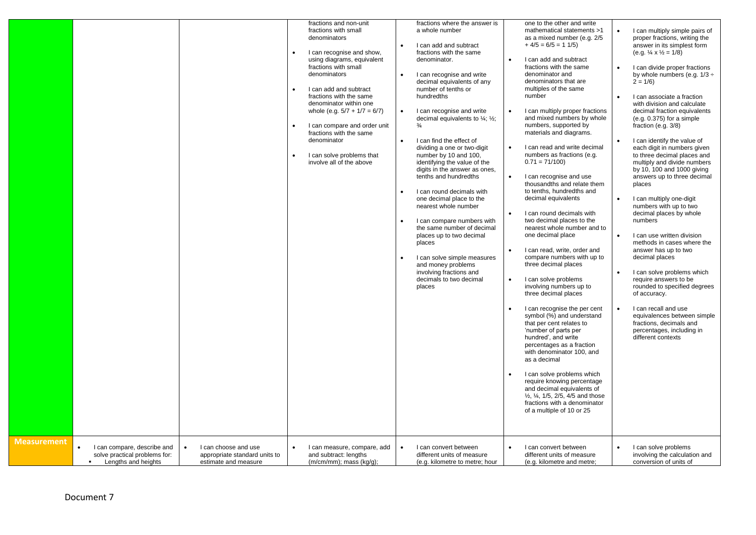| | | | | | | |
|---|---|---|---|---|---|---|
| | | | fractions and non-unit fractions with small denominators<br><br>• I can recognise and show, using diagrams, equivalent fractions with small denominators<br><br>• I can add and subtract fractions with the same denominator within one whole (e.g. 5/7 + 1/7 = 6/7)<br><br>• I can compare and order unit fractions with the same denominator<br><br>• I can solve problems that involve all of the above | fractions where the answer is a whole number<br><br>• I can add and subtract fractions with the same denominator.<br><br>• I can recognise and write decimal equivalents of any number of tenths or hundredths<br><br>• I can recognise and write decimal equivalents to ¼; ½; ¾<br><br>• I can find the effect of dividing a one or two-digit number by 10 and 100, identifying the value of the digits in the answer as ones, tenths and hundredths<br><br>• I can round decimals with one decimal place to the nearest whole number<br><br>• I can compare numbers with the same number of decimal places up to two decimal places<br><br>• I can solve simple measures and money problems involving fractions and decimals to two decimal places | one to the other and write mathematical statements >1 as a mixed number (e.g. 2/5 + 4/5 = 6/5 = 1 1/5)<br><br>• I can add and subtract fractions with the same denominator and denominators that are multiples of the same number<br><br>• I can multiply proper fractions and mixed numbers by whole numbers, supported by materials and diagrams.<br><br>• I can read and write decimal numbers as fractions (e.g. 0.71 = 71/100)<br><br>• I can recognise and use thousandths and relate them to tenths, hundredths and decimal equivalents<br><br>• I can round decimals with two decimal places to the nearest whole number and to one decimal place<br><br>• I can read, write, order and compare numbers with up to three decimal places<br><br>• I can solve problems involving numbers up to three decimal places<br><br>• I can recognise the per cent symbol (%) and understand that per cent relates to 'number of parts per hundred', and write percentages as a fraction with denominator 100, and as a decimal<br><br>• I can solve problems which require knowing percentage and decimal equivalents of ½, ¼, 1/5, 2/5, 4/5 and those fractions with a denominator of a multiple of 10 or 25 | • I can multiply simple pairs of proper fractions, writing the answer in its simplest form (e.g. ¼ x ½ = 1/8)<br><br>• I can divide proper fractions by whole numbers (e.g. 1/3 ÷ 2 = 1/6)<br><br>• I can associate a fraction with division and calculate decimal fraction equivalents (e.g. 0.375) for a simple fraction (e.g. 3/8)<br><br>• I can identify the value of each digit in numbers given to three decimal places and multiply and divide numbers by 10, 100 and 1000 giving answers up to three decimal places<br><br>• I can multiply one-digit numbers with up to two decimal places by whole numbers<br><br>• I can use written division methods in cases where the answer has up to two decimal places<br><br>• I can solve problems which require answers to be rounded to specified degrees of accuracy.<br><br>• I can recall and use equivalences between simple fractions, decimals and percentages, including in different contexts |
| **Measurement** | • I can compare, describe and solve practical problems for:<br>▪ Lengths and heights | • I can choose and use appropriate standard units to estimate and measure | • I can measure, compare, add and subtract: lengths (m/cm/mm); mass (kg/g); | • I can convert between different units of measure (e.g. kilometre to metre; hour | • I can convert between different units of measure (e.g. kilometre and metre; | • I can solve problems involving the calculation and conversion of units of |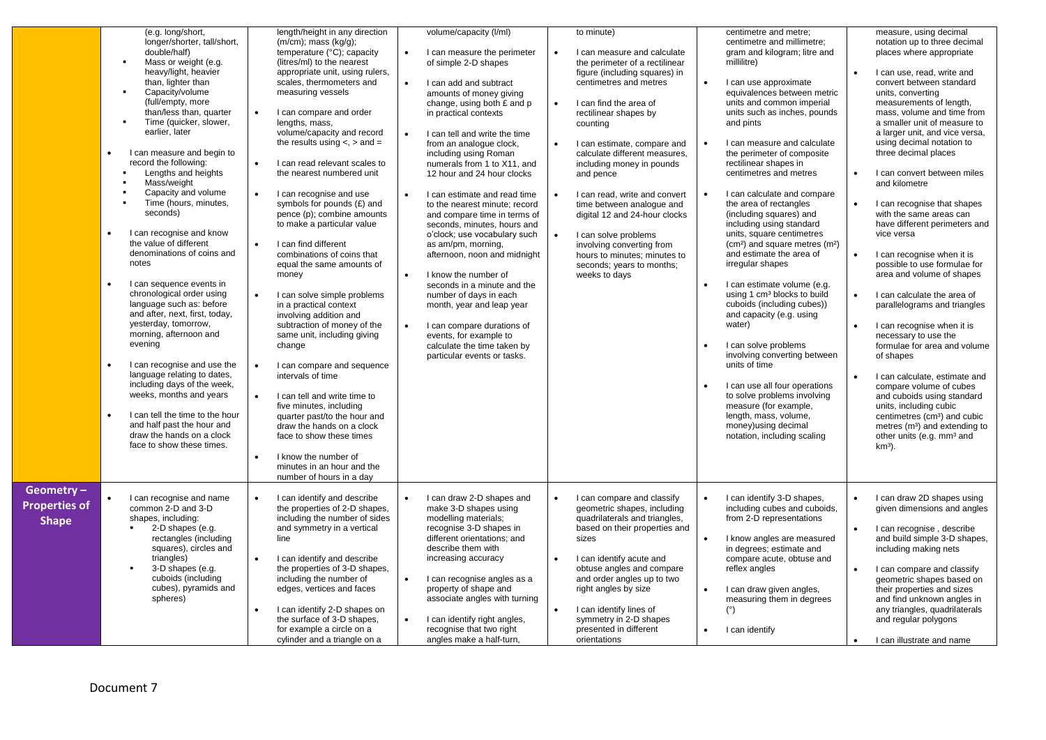| | | | | | | |
|---|---|---|---|---|---|---|
| | (e.g. long/short, longer/shorter, tall/short, double/half)<br>▪ Mass or weight (e.g. heavy/light, heavier than, lighter than<br>▪ Capacity/volume (full/empty, more than/less than, quarter<br>▪ Time (quicker, slower, earlier, later<br><br>• I can measure and begin to record the following:<br>▪ Lengths and heights<br>▪ Mass/weight<br>▪ Capacity and volume<br>▪ Time (hours, minutes, seconds)<br><br>• I can recognise and know the value of different denominations of coins and notes<br><br>• I can sequence events in chronological order using language such as: before and after, next, first, today, yesterday, tomorrow, morning, afternoon and evening<br><br>• I can recognise and use the language relating to dates, including days of the week, weeks, months and years<br><br>• I can tell the time to the hour and half past the hour and draw the hands on a clock face to show these times. | length/height in any direction (m/cm); mass (kg/g); temperature (°C); capacity (litres/ml) to the nearest appropriate unit, using rulers, scales, thermometers and measuring vessels<br><br>• I can compare and order lengths, mass, volume/capacity and record the results using <, > and =<br><br>• I can read relevant scales to the nearest numbered unit<br><br>• I can recognise and use symbols for pounds (£) and pence (p); combine amounts to make a particular value<br><br>• I can find different combinations of coins that equal the same amounts of money<br><br>• I can solve simple problems in a practical context involving addition and subtraction of money of the same unit, including giving change<br><br>• I can compare and sequence intervals of time<br><br>• I can tell and write time to five minutes, including quarter past/to the hour and draw the hands on a clock face to show these times<br><br>• I know the number of minutes in an hour and the number of hours in a day | volume/capacity (l/ml)<br><br>• I can measure the perimeter of simple 2-D shapes<br><br>• I can add and subtract amounts of money giving change, using both £ and p in practical contexts<br><br>• I can tell and write the time from an analogue clock, including using Roman numerals from 1 to X11, and 12 hour and 24 hour clocks<br><br>• I can estimate and read time to the nearest minute; record and compare time in terms of seconds, minutes, hours and o'clock; use vocabulary such as am/pm, morning, afternoon, noon and midnight<br><br>• I know the number of seconds in a minute and the number of days in each month, year and leap year<br><br>• I can compare durations of events, for example to calculate the time taken by particular events or tasks. | to minute)<br><br>• I can measure and calculate the perimeter of a rectilinear figure (including squares) in centimetres and metres<br><br>• I can find the area of rectilinear shapes by counting<br><br>• I can estimate, compare and calculate different measures, including money in pounds and pence<br><br>• I can read, write and convert time between analogue and digital 12 and 24-hour clocks<br><br>• I can solve problems involving converting from hours to minutes; minutes to seconds; years to months; weeks to days | centimetre and metre; centimetre and millimetre; gram and kilogram; litre and millilitre)<br><br>• I can use approximate equivalences between metric units and common imperial units such as inches, pounds and pints<br><br>• I can measure and calculate the perimeter of composite rectilinear shapes in centimetres and metres<br><br>• I can calculate and compare the area of rectangles (including squares) and including using standard units, square centimetres ($cm^2$) and square metres ($m^2$) and estimate the area of irregular shapes<br><br>• I can estimate volume (e.g. using 1 $cm^3$ blocks to build cuboids (including cubes)) and capacity (e.g. using water)<br><br>• I can solve problems involving converting between units of time<br><br>• I can use all four operations to solve problems involving measure (for example, length, mass, volume, money)using decimal notation, including scaling | measure, using decimal notation up to three decimal places where appropriate<br><br>• I can use, read, write and convert between standard units, converting measurements of length, mass, volume and time from a smaller unit of measure to a larger unit, and vice versa, using decimal notation to three decimal places<br><br>• I can convert between miles and kilometre<br><br>• I can recognise that shapes with the same areas can have different perimeters and vice versa<br><br>• I can recognise when it is possible to use formulae for area and volume of shapes<br><br>• I can calculate the area of parallelograms and triangles<br><br>• I can recognise when it is necessary to use the formulae for area and volume of shapes<br><br>• I can calculate, estimate and compare volume of cubes and cuboids using standard units, including cubic centimetres ($cm^3$) and cubic metres ($m^3$) and extending to other units (e.g. $mm^3$ and $km^3$). |
| **Geometry – Properties of Shape** | • I can recognise and name common 2-D and 3-D shapes, including:<br>▪ 2-D shapes (e.g. rectangles (including squares), circles and triangles)<br>▪ 3-D shapes (e.g. cuboids (including cubes), pyramids and spheres) | • I can identify and describe the properties of 2-D shapes, including the number of sides and symmetry in a vertical line<br><br>• I can identify and describe the properties of 3-D shapes, including the number of edges, vertices and faces<br><br>• I can identify 2-D shapes on the surface of 3-D shapes, for example a circle on a cylinder and a triangle on a | • I can draw 2-D shapes and make 3-D shapes using modelling materials; recognise 3-D shapes in different orientations; and describe them with increasing accuracy<br><br>• I can recognise angles as a property of shape and associate angles with turning<br><br>• I can identify right angles, recognise that two right angles make a half-turn, | • I can compare and classify geometric shapes, including quadrilaterals and triangles, based on their properties and sizes<br><br>• I can identify acute and obtuse angles and compare and order angles up to two right angles by size<br><br>• I can identify lines of symmetry in 2-D shapes presented in different orientations | • I can identify 3-D shapes, including cubes and cuboids, from 2-D representations<br><br>• I know angles are measured in degrees; estimate and compare acute, obtuse and reflex angles<br><br>• I can draw given angles, measuring them in degrees (°)<br><br>• I can identify | • I can draw 2D shapes using given dimensions and angles<br><br>• I can recognise , describe and build simple 3-D shapes, including making nets<br><br>• I can compare and classify geometric shapes based on their properties and sizes and find unknown angles in any triangles, quadrilaterals and regular polygons<br><br>• I can illustrate and name |

Document 7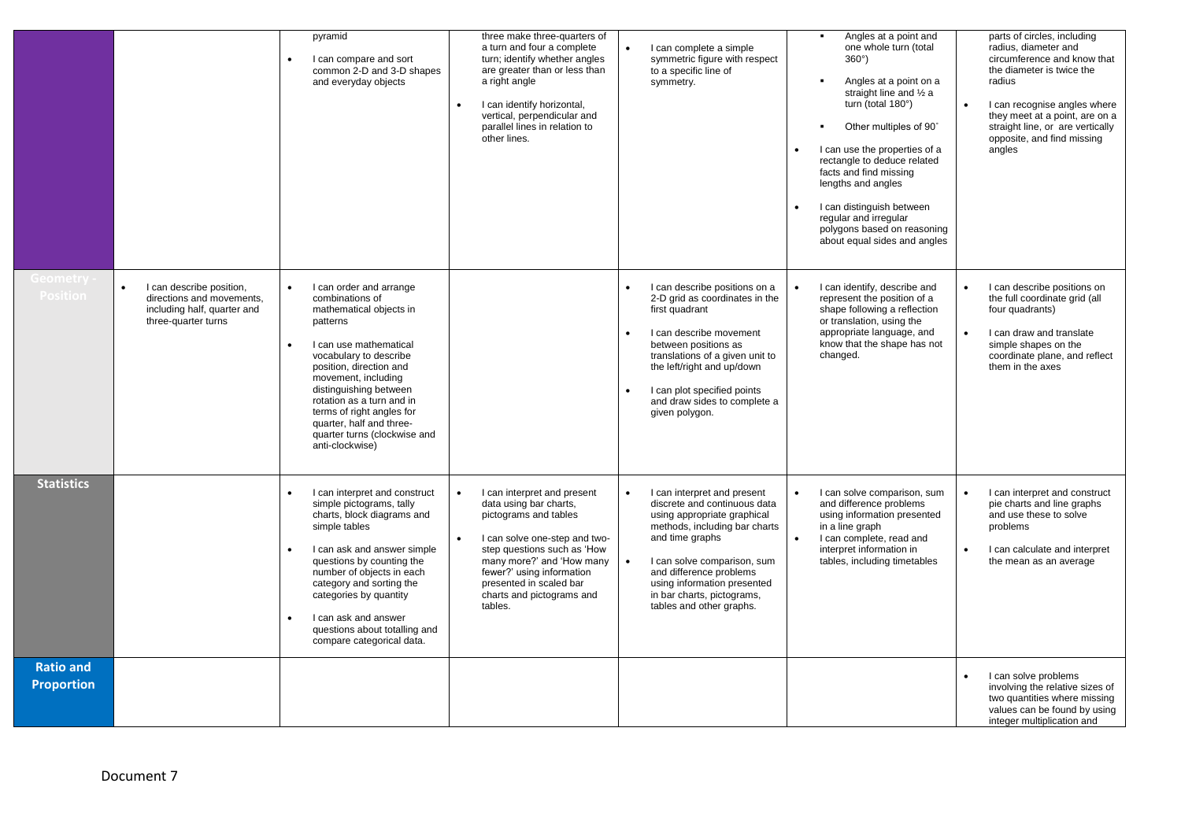|  |  |  |  |  |  |  |
|---|---|---|---|---|---|---|
|  |  | pyramid<br>• I can compare and sort common 2-D and 3-D shapes and everyday objects | three make three-quarters of a turn and four a complete turn; identify whether angles are greater than or less than a right angle<br>• I can identify horizontal, vertical, perpendicular and parallel lines in relation to other lines. | • I can complete a simple symmetric figure with respect to a specific line of symmetry. | ▪ Angles at a point and one whole turn (total 360°)<br>▪ Angles at a point on a straight line and ½ a turn (total 180°)<br>▪ Other multiples of 90°<br>• I can use the properties of a rectangle to deduce related facts and find missing lengths and angles<br>• I can distinguish between regular and irregular polygons based on reasoning about equal sides and angles | parts of circles, including radius, diameter and circumference and know that the diameter is twice the radius<br>• I can recognise angles where they meet at a point, are on a straight line, or are vertically opposite, and find missing angles |
| **Geometry - Position** | • I can describe position, directions and movements, including half, quarter and three-quarter turns | • I can order and arrange combinations of mathematical objects in patterns<br>• I can use mathematical vocabulary to describe position, direction and movement, including distinguishing between rotation as a turn and in terms of right angles for quarter, half and three-quarter turns (clockwise and anti-clockwise) |  | • I can describe positions on a 2-D grid as coordinates in the first quadrant<br>• I can describe movement between positions as translations of a given unit to the left/right and up/down<br>• I can plot specified points and draw sides to complete a given polygon. | • I can identify, describe and represent the position of a shape following a reflection or translation, using the appropriate language, and know that the shape has not changed. | • I can describe positions on the full coordinate grid (all four quadrants)<br>• I can draw and translate simple shapes on the coordinate plane, and reflect them in the axes |
| **Statistics** |  | • I can interpret and construct simple pictograms, tally charts, block diagrams and simple tables<br>• I can ask and answer simple questions by counting the number of objects in each category and sorting the categories by quantity<br>• I can ask and answer questions about totalling and compare categorical data. | • I can interpret and present data using bar charts, pictograms and tables<br>• I can solve one-step and two-step questions such as 'How many more?' and 'How many fewer?' using information presented in scaled bar charts and pictograms and tables. | • I can interpret and present discrete and continuous data using appropriate graphical methods, including bar charts and time graphs<br>• I can solve comparison, sum and difference problems using information presented in bar charts, pictograms, tables and other graphs. | • I can solve comparison, sum and difference problems using information presented in a line graph<br>• I can complete, read and interpret information in tables, including timetables | • I can interpret and construct pie charts and line graphs and use these to solve problems<br>• I can calculate and interpret the mean as an average |
| **Ratio and Proportion** |  |  |  |  |  | • I can solve problems involving the relative sizes of two quantities where missing values can be found by using integer multiplication and |

Document 7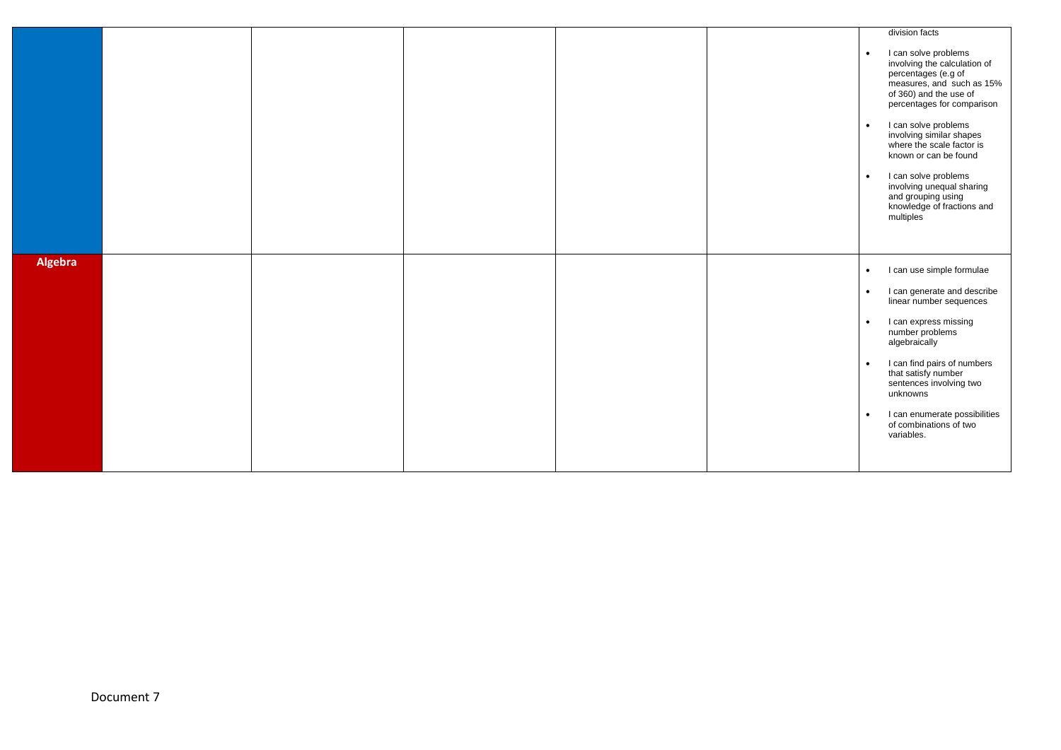| | | | | | | |
|---|---|---|---|---|---|---|
| | | | | | | division facts<br>• I can solve problems involving the calculation of percentages (e.g of measures, and such as 15% of 360) and the use of percentages for comparison<br>• I can solve problems involving similar shapes where the scale factor is known or can be found<br>• I can solve problems involving unequal sharing and grouping using knowledge of fractions and multiples |
| **Algebra** | | | | | | • I can use simple formulae<br>• I can generate and describe linear number sequences<br>• I can express missing number problems algebraically<br>• I can find pairs of numbers that satisfy number sentences involving two unknowns<br>• I can enumerate possibilities of combinations of two variables. |

Document 7